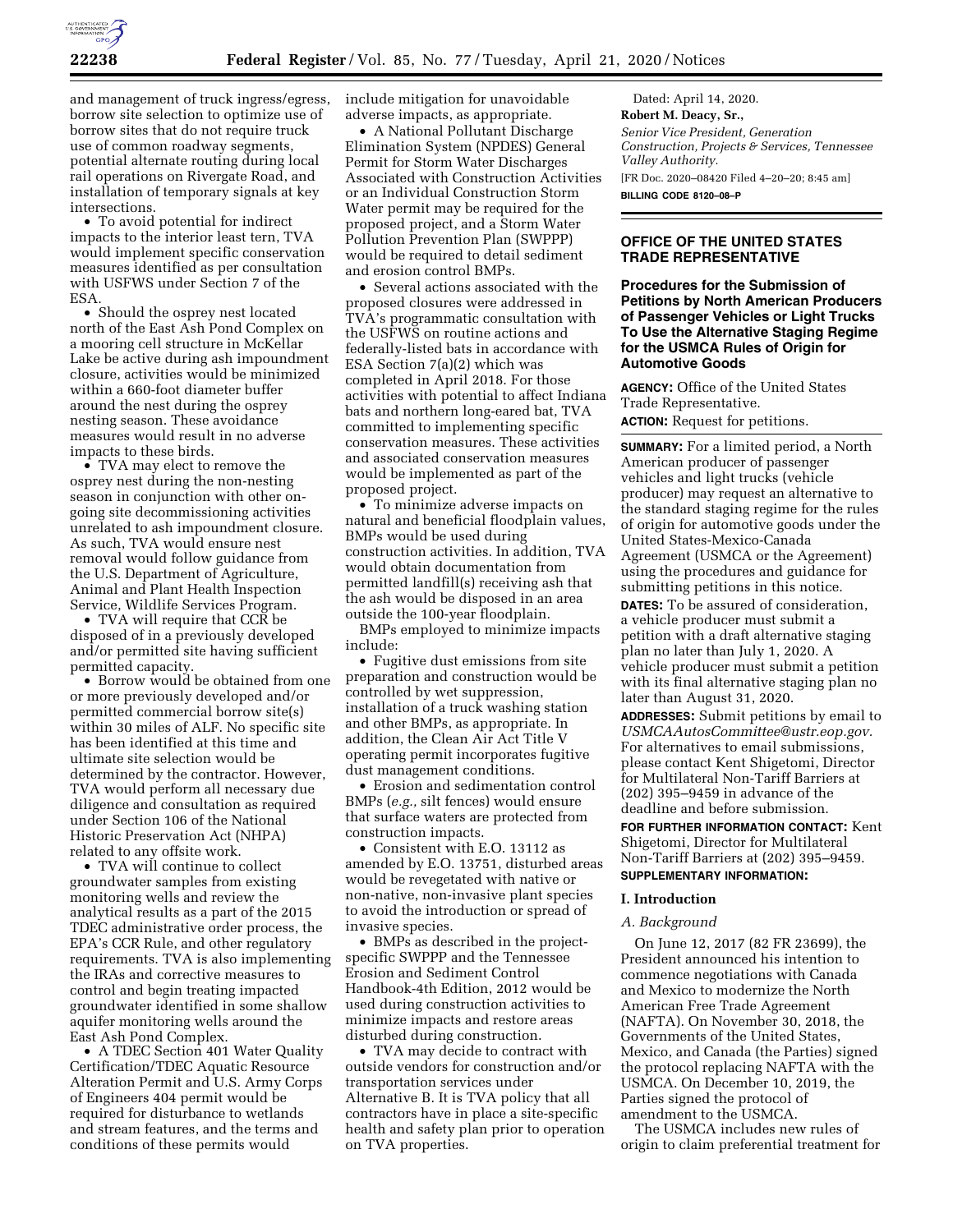and management of truck ingress/egress, borrow site selection to optimize use of borrow sites that do not require truck use of common roadway segments, potential alternate routing during local rail operations on Rivergate Road, and installation of temporary signals at key intersections.

• To avoid potential for indirect impacts to the interior least tern, TVA would implement specific conservation measures identified as per consultation with USFWS under Section 7 of the ESA.

• Should the osprey nest located north of the East Ash Pond Complex on a mooring cell structure in McKellar Lake be active during ash impoundment closure, activities would be minimized within a 660-foot diameter buffer around the nest during the osprey nesting season. These avoidance measures would result in no adverse impacts to these birds.

• TVA may elect to remove the osprey nest during the non-nesting season in conjunction with other on-going site decommissioning activities unrelated to ash impoundment closure. As such, TVA would ensure nest removal would follow guidance from the U.S. Department of Agriculture, Animal and Plant Health Inspection Service, Wildlife Services Program.

• TVA will require that CCR be disposed of in a previously developed and/or permitted site having sufficient permitted capacity.

• Borrow would be obtained from one or more previously developed and/or permitted commercial borrow site(s) within 30 miles of ALF. No specific site has been identified at this time and ultimate site selection would be determined by the contractor. However, TVA would perform all necessary due diligence and consultation as required under Section 106 of the National Historic Preservation Act (NHPA) related to any offsite work.

• TVA will continue to collect groundwater samples from existing monitoring wells and review the analytical results as a part of the 2015 TDEC administrative order process, the EPA's CCR Rule, and other regulatory requirements. TVA is also implementing the IRAs and corrective measures to control and begin treating impacted groundwater identified in some shallow aquifer monitoring wells around the East Ash Pond Complex.

• A TDEC Section 401 Water Quality Certification/TDEC Aquatic Resource Alteration Permit and U.S. Army Corps of Engineers 404 permit would be required for disturbance to wetlands and stream features, and the terms and conditions of these permits would include mitigation for unavoidable adverse impacts, as appropriate.

• A National Pollutant Discharge Elimination System (NPDES) General Permit for Storm Water Discharges Associated with Construction Activities or an Individual Construction Storm Water permit may be required for the proposed project, and a Storm Water Pollution Prevention Plan (SWPPP) would be required to detail sediment and erosion control BMPs.

• Several actions associated with the proposed closures were addressed in TVA's programmatic consultation with the USFWS on routine actions and federally-listed bats in accordance with ESA Section 7(a)(2) which was completed in April 2018. For those activities with potential to affect Indiana bats and northern long-eared bat, TVA committed to implementing specific conservation measures. These activities and associated conservation measures would be implemented as part of the proposed project.

• To minimize adverse impacts on natural and beneficial floodplain values, BMPs would be used during construction activities. In addition, TVA would obtain documentation from permitted landfill(s) receiving ash that the ash would be disposed in an area outside the 100-year floodplain.

BMPs employed to minimize impacts include:

• Fugitive dust emissions from site preparation and construction would be controlled by wet suppression, installation of a truck washing station and other BMPs, as appropriate. In addition, the Clean Air Act Title V operating permit incorporates fugitive dust management conditions.

• Erosion and sedimentation control BMPs (*e.g.,* silt fences) would ensure that surface waters are protected from construction impacts.

• Consistent with E.O. 13112 as amended by E.O. 13751, disturbed areas would be revegetated with native or non-native, non-invasive plant species to avoid the introduction or spread of invasive species.

• BMPs as described in the project-specific SWPPP and the Tennessee Erosion and Sediment Control Handbook-4th Edition, 2012 would be used during construction activities to minimize impacts and restore areas disturbed during construction.

• TVA may decide to contract with outside vendors for construction and/or transportation services under Alternative B. It is TVA policy that all contractors have in place a site-specific health and safety plan prior to operation on TVA properties.

Dated: April 14, 2020.

**Robert M. Deacy, Sr.,**

*Senior Vice President, Generation Construction, Projects & Services, Tennessee Valley Authority.*

[FR Doc. 2020–08420 Filed 4–20–20; 8:45 am]

**BILLING CODE 8120–08–P**

---

## OFFICE OF THE UNITED STATES TRADE REPRESENTATIVE

## Procedures for the Submission of Petitions by North American Producers of Passenger Vehicles or Light Trucks To Use the Alternative Staging Regime for the USMCA Rules of Origin for Automotive Goods

**AGENCY:** Office of the United States Trade Representative.

**ACTION:** Request for petitions.

**SUMMARY:** For a limited period, a North American producer of passenger vehicles and light trucks (vehicle producer) may request an alternative to the standard staging regime for the rules of origin for automotive goods under the United States-Mexico-Canada Agreement (USMCA or the Agreement) using the procedures and guidance for submitting petitions in this notice.

**DATES:** To be assured of consideration, a vehicle producer must submit a petition with a draft alternative staging plan no later than July 1, 2020. A vehicle producer must submit a petition with its final alternative staging plan no later than August 31, 2020.

**ADDRESSES:** Submit petitions by email to *USMCAAutosCommittee@ustr.eop.gov.* For alternatives to email submissions, please contact Kent Shigetomi, Director for Multilateral Non-Tariff Barriers at (202) 395–9459 in advance of the deadline and before submission.

**FOR FURTHER INFORMATION CONTACT:** Kent Shigetomi, Director for Multilateral Non-Tariff Barriers at (202) 395–9459.

**SUPPLEMENTARY INFORMATION:**

### I. Introduction

#### *A. Background*

On June 12, 2017 (82 FR 23699), the President announced his intention to commence negotiations with Canada and Mexico to modernize the North American Free Trade Agreement (NAFTA). On November 30, 2018, the Governments of the United States, Mexico, and Canada (the Parties) signed the protocol replacing NAFTA with the USMCA. On December 10, 2019, the Parties signed the protocol of amendment to the USMCA.

The USMCA includes new rules of origin to claim preferential treatment for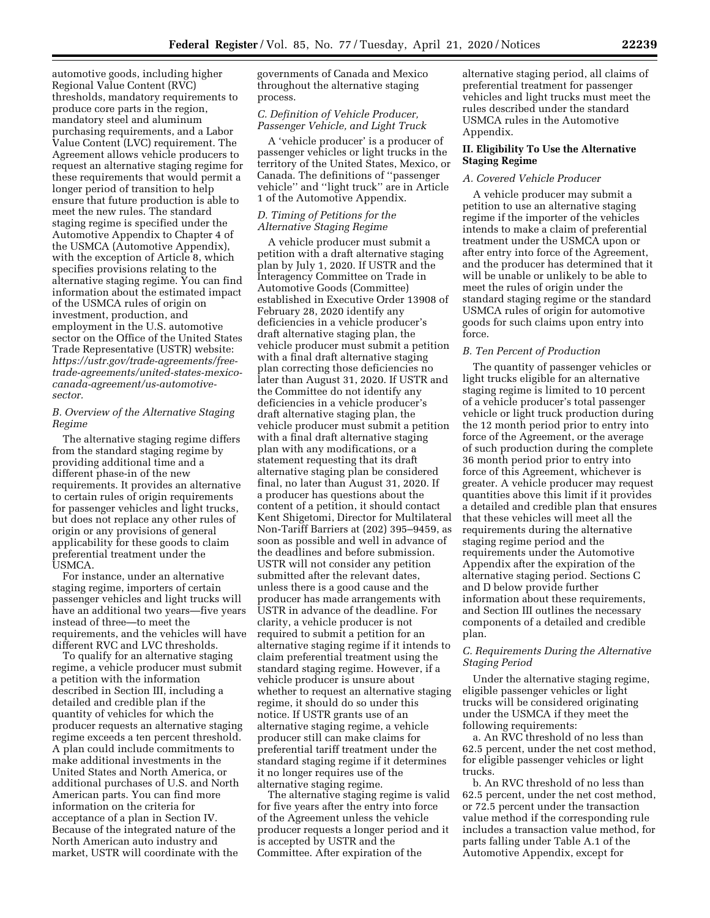automotive goods, including higher Regional Value Content (RVC) thresholds, mandatory requirements to produce core parts in the region, mandatory steel and aluminum purchasing requirements, and a Labor Value Content (LVC) requirement. The Agreement allows vehicle producers to request an alternative staging regime for these requirements that would permit a longer period of transition to help ensure that future production is able to meet the new rules. The standard staging regime is specified under the Automotive Appendix to Chapter 4 of the USMCA (Automotive Appendix), with the exception of Article 8, which specifies provisions relating to the alternative staging regime. You can find information about the estimated impact of the USMCA rules of origin on investment, production, and employment in the U.S. automotive sector on the Office of the United States Trade Representative (USTR) website: *https://ustr.gov/trade-agreements/free-trade-agreements/united-states-mexico-canada-agreement/us-automotive-sector.*

### *B. Overview of the Alternative Staging Regime*

The alternative staging regime differs from the standard staging regime by providing additional time and a different phase-in of the new requirements. It provides an alternative to certain rules of origin requirements for passenger vehicles and light trucks, but does not replace any other rules of origin or any provisions of general applicability for these goods to claim preferential treatment under the USMCA.

For instance, under an alternative staging regime, importers of certain passenger vehicles and light trucks will have an additional two years—five years instead of three—to meet the requirements, and the vehicles will have different RVC and LVC thresholds.

To qualify for an alternative staging regime, a vehicle producer must submit a petition with the information described in Section III, including a detailed and credible plan if the quantity of vehicles for which the producer requests an alternative staging regime exceeds a ten percent threshold. A plan could include commitments to make additional investments in the United States and North America, or additional purchases of U.S. and North American parts. You can find more information on the criteria for acceptance of a plan in Section IV. Because of the integrated nature of the North American auto industry and market, USTR will coordinate with the governments of Canada and Mexico throughout the alternative staging process.

### *C. Definition of Vehicle Producer, Passenger Vehicle, and Light Truck*

A 'vehicle producer' is a producer of passenger vehicles or light trucks in the territory of the United States, Mexico, or Canada. The definitions of ''passenger vehicle'' and ''light truck'' are in Article 1 of the Automotive Appendix.

### *D. Timing of Petitions for the Alternative Staging Regime*

A vehicle producer must submit a petition with a draft alternative staging plan by July 1, 2020. If USTR and the Interagency Committee on Trade in Automotive Goods (Committee) established in Executive Order 13908 of February 28, 2020 identify any deficiencies in a vehicle producer's draft alternative staging plan, the vehicle producer must submit a petition with a final draft alternative staging plan correcting those deficiencies no later than August 31, 2020. If USTR and the Committee do not identify any deficiencies in a vehicle producer's draft alternative staging plan, the vehicle producer must submit a petition with a final draft alternative staging plan with any modifications, or a statement requesting that its draft alternative staging plan be considered final, no later than August 31, 2020. If a producer has questions about the content of a petition, it should contact Kent Shigetomi, Director for Multilateral Non-Tariff Barriers at (202) 395–9459, as soon as possible and well in advance of the deadlines and before submission. USTR will not consider any petition submitted after the relevant dates, unless there is a good cause and the producer has made arrangements with USTR in advance of the deadline. For clarity, a vehicle producer is not required to submit a petition for an alternative staging regime if it intends to claim preferential treatment using the standard staging regime. However, if a vehicle producer is unsure about whether to request an alternative staging regime, it should do so under this notice. If USTR grants use of an alternative staging regime, a vehicle producer still can make claims for preferential tariff treatment under the standard staging regime if it determines it no longer requires use of the alternative staging regime.

The alternative staging regime is valid for five years after the entry into force of the Agreement unless the vehicle producer requests a longer period and it is accepted by USTR and the Committee. After expiration of the alternative staging period, all claims of preferential treatment for passenger vehicles and light trucks must meet the rules described under the standard USMCA rules in the Automotive Appendix.

## II. Eligibility To Use the Alternative Staging Regime

### *A. Covered Vehicle Producer*

A vehicle producer may submit a petition to use an alternative staging regime if the importer of the vehicles intends to make a claim of preferential treatment under the USMCA upon or after entry into force of the Agreement, and the producer has determined that it will be unable or unlikely to be able to meet the rules of origin under the standard staging regime or the standard USMCA rules of origin for automotive goods for such claims upon entry into force.

### *B. Ten Percent of Production*

The quantity of passenger vehicles or light trucks eligible for an alternative staging regime is limited to 10 percent of a vehicle producer's total passenger vehicle or light truck production during the 12 month period prior to entry into force of the Agreement, or the average of such production during the complete 36 month period prior to entry into force of this Agreement, whichever is greater. A vehicle producer may request quantities above this limit if it provides a detailed and credible plan that ensures that these vehicles will meet all the requirements during the alternative staging regime period and the requirements under the Automotive Appendix after the expiration of the alternative staging period. Sections C and D below provide further information about these requirements, and Section III outlines the necessary components of a detailed and credible plan.

### *C. Requirements During the Alternative Staging Period*

Under the alternative staging regime, eligible passenger vehicles or light trucks will be considered originating under the USMCA if they meet the following requirements:

a. An RVC threshold of no less than 62.5 percent, under the net cost method, for eligible passenger vehicles or light trucks.

b. An RVC threshold of no less than 62.5 percent, under the net cost method, or 72.5 percent under the transaction value method if the corresponding rule includes a transaction value method, for parts falling under Table A.1 of the Automotive Appendix, except for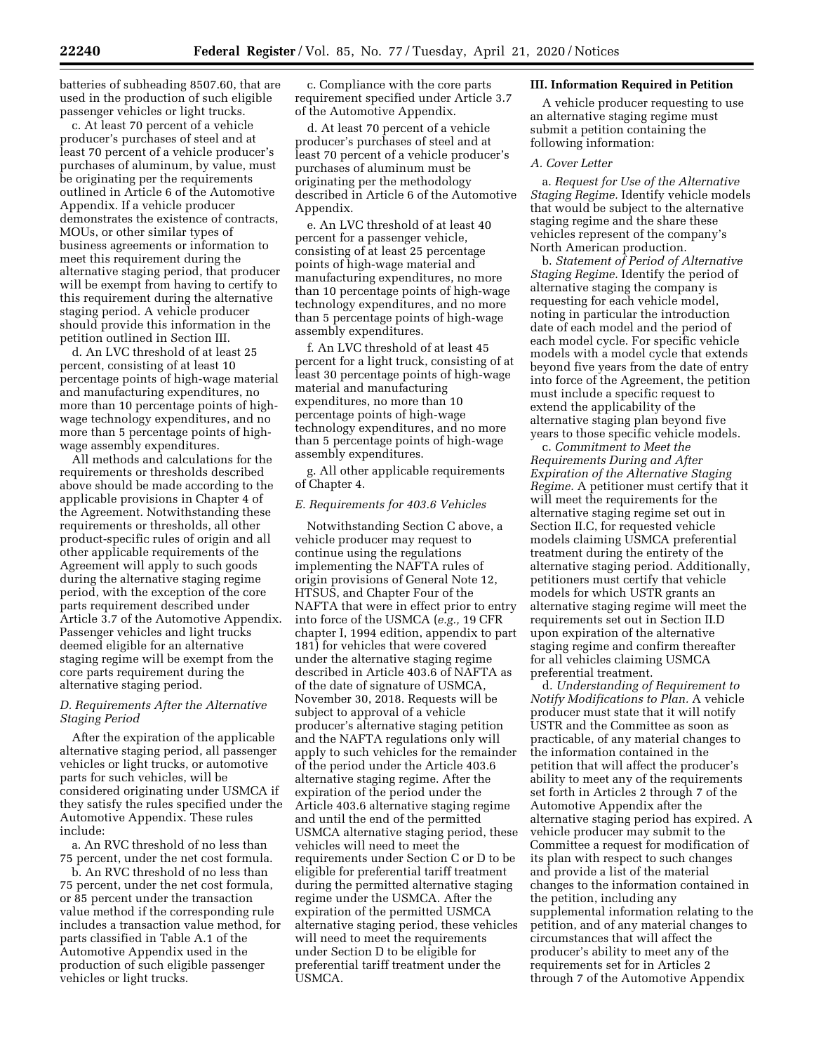batteries of subheading 8507.60, that are used in the production of such eligible passenger vehicles or light trucks.

c. At least 70 percent of a vehicle producer's purchases of steel and at least 70 percent of a vehicle producer's purchases of aluminum, by value, must be originating per the requirements outlined in Article 6 of the Automotive Appendix. If a vehicle producer demonstrates the existence of contracts, MOUs, or other similar types of business agreements or information to meet this requirement during the alternative staging period, that producer will be exempt from having to certify to this requirement during the alternative staging period. A vehicle producer should provide this information in the petition outlined in Section III.

d. An LVC threshold of at least 25 percent, consisting of at least 10 percentage points of high-wage material and manufacturing expenditures, no more than 10 percentage points of high-wage technology expenditures, and no more than 5 percentage points of high-wage assembly expenditures.

All methods and calculations for the requirements or thresholds described above should be made according to the applicable provisions in Chapter 4 of the Agreement. Notwithstanding these requirements or thresholds, all other product-specific rules of origin and all other applicable requirements of the Agreement will apply to such goods during the alternative staging regime period, with the exception of the core parts requirement described under Article 3.7 of the Automotive Appendix. Passenger vehicles and light trucks deemed eligible for an alternative staging regime will be exempt from the core parts requirement during the alternative staging period.

### D. Requirements After the Alternative Staging Period

After the expiration of the applicable alternative staging period, all passenger vehicles or light trucks, or automotive parts for such vehicles, will be considered originating under USMCA if they satisfy the rules specified under the Automotive Appendix. These rules include:

a. An RVC threshold of no less than 75 percent, under the net cost formula.

b. An RVC threshold of no less than 75 percent, under the net cost formula, or 85 percent under the transaction value method if the corresponding rule includes a transaction value method, for parts classified in Table A.1 of the Automotive Appendix used in the production of such eligible passenger vehicles or light trucks.

c. Compliance with the core parts requirement specified under Article 3.7 of the Automotive Appendix.

d. At least 70 percent of a vehicle producer's purchases of steel and at least 70 percent of a vehicle producer's purchases of aluminum must be originating per the methodology described in Article 6 of the Automotive Appendix.

e. An LVC threshold of at least 40 percent for a passenger vehicle, consisting of at least 25 percentage points of high-wage material and manufacturing expenditures, no more than 10 percentage points of high-wage technology expenditures, and no more than 5 percentage points of high-wage assembly expenditures.

f. An LVC threshold of at least 45 percent for a light truck, consisting of at least 30 percentage points of high-wage material and manufacturing expenditures, no more than 10 percentage points of high-wage technology expenditures, and no more than 5 percentage points of high-wage assembly expenditures.

g. All other applicable requirements of Chapter 4.

### E. Requirements for 403.6 Vehicles

Notwithstanding Section C above, a vehicle producer may request to continue using the regulations implementing the NAFTA rules of origin provisions of General Note 12, HTSUS, and Chapter Four of the NAFTA that were in effect prior to entry into force of the USMCA (*e.g.,* 19 CFR chapter I, 1994 edition, appendix to part 181) for vehicles that were covered under the alternative staging regime described in Article 403.6 of NAFTA as of the date of signature of USMCA, November 30, 2018. Requests will be subject to approval of a vehicle producer's alternative staging petition and the NAFTA regulations only will apply to such vehicles for the remainder of the period under the Article 403.6 alternative staging regime. After the expiration of the period under the Article 403.6 alternative staging regime and until the end of the permitted USMCA alternative staging period, these vehicles will need to meet the requirements under Section C or D to be eligible for preferential tariff treatment during the permitted alternative staging regime under the USMCA. After the expiration of the permitted USMCA alternative staging period, these vehicles will need to meet the requirements under Section D to be eligible for preferential tariff treatment under the USMCA.

## III. Information Required in Petition

A vehicle producer requesting to use an alternative staging regime must submit a petition containing the following information:

### A. Cover Letter

a. *Request for Use of the Alternative Staging Regime.* Identify vehicle models that would be subject to the alternative staging regime and the share these vehicles represent of the company's North American production.

b. *Statement of Period of Alternative Staging Regime.* Identify the period of alternative staging the company is requesting for each vehicle model, noting in particular the introduction date of each model and the period of each model cycle. For specific vehicle models with a model cycle that extends beyond five years from the date of entry into force of the Agreement, the petition must include a specific request to extend the applicability of the alternative staging plan beyond five years to those specific vehicle models.

c. *Commitment to Meet the Requirements During and After Expiration of the Alternative Staging Regime.* A petitioner must certify that it will meet the requirements for the alternative staging regime set out in Section II.C, for requested vehicle models claiming USMCA preferential treatment during the entirety of the alternative staging period. Additionally, petitioners must certify that vehicle models for which USTR grants an alternative staging regime will meet the requirements set out in Section II.D upon expiration of the alternative staging regime and confirm thereafter for all vehicles claiming USMCA preferential treatment.

d. *Understanding of Requirement to Notify Modifications to Plan.* A vehicle producer must state that it will notify USTR and the Committee as soon as practicable, of any material changes to the information contained in the petition that will affect the producer's ability to meet any of the requirements set forth in Articles 2 through 7 of the Automotive Appendix after the alternative staging period has expired. A vehicle producer may submit to the Committee a request for modification of its plan with respect to such changes and provide a list of the material changes to the information contained in the petition, including any supplemental information relating to the petition, and of any material changes to circumstances that will affect the producer's ability to meet any of the requirements set for in Articles 2 through 7 of the Automotive Appendix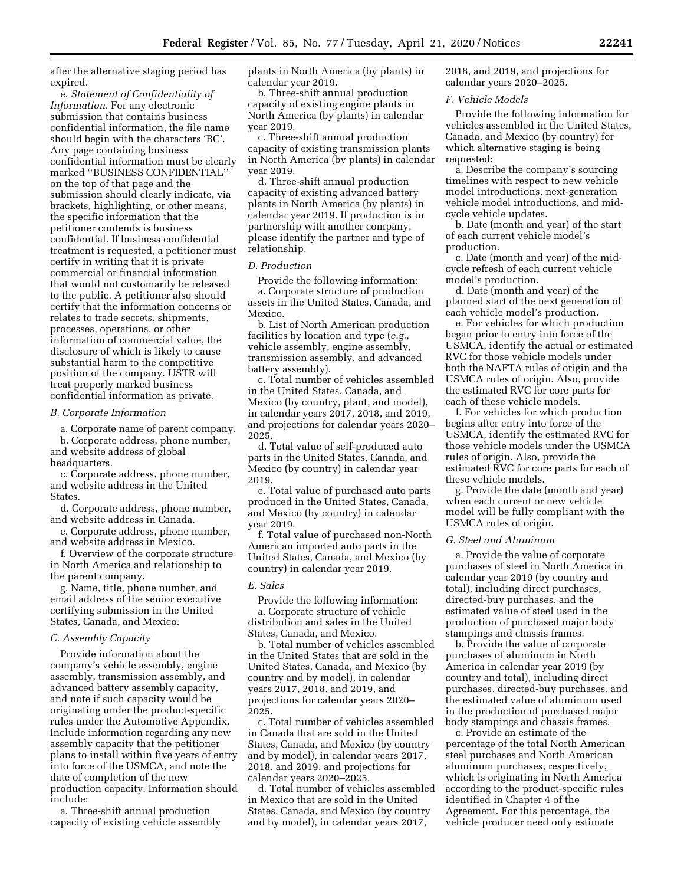after the alternative staging period has expired.

e. *Statement of Confidentiality of Information.* For any electronic submission that contains business confidential information, the file name should begin with the characters 'BC'. Any page containing business confidential information must be clearly marked ''BUSINESS CONFIDENTIAL'' on the top of that page and the submission should clearly indicate, via brackets, highlighting, or other means, the specific information that the petitioner contends is business confidential. If business confidential treatment is requested, a petitioner must certify in writing that it is private commercial or financial information that would not customarily be released to the public. A petitioner also should certify that the information concerns or relates to trade secrets, shipments, processes, operations, or other information of commercial value, the disclosure of which is likely to cause substantial harm to the competitive position of the company. USTR will treat properly marked business confidential information as private.

### *B. Corporate Information*

a. Corporate name of parent company.

b. Corporate address, phone number, and website address of global headquarters.

c. Corporate address, phone number, and website address in the United States.

d. Corporate address, phone number, and website address in Canada.

e. Corporate address, phone number, and website address in Mexico.

f. Overview of the corporate structure in North America and relationship to the parent company.

g. Name, title, phone number, and email address of the senior executive certifying submission in the United States, Canada, and Mexico.

### *C. Assembly Capacity*

Provide information about the company's vehicle assembly, engine assembly, transmission assembly, and advanced battery assembly capacity, and note if such capacity would be originating under the product-specific rules under the Automotive Appendix. Include information regarding any new assembly capacity that the petitioner plans to install within five years of entry into force of the USMCA, and note the date of completion of the new production capacity. Information should include:

a. Three-shift annual production capacity of existing vehicle assembly plants in North America (by plants) in calendar year 2019.

b. Three-shift annual production capacity of existing engine plants in North America (by plants) in calendar year 2019.

c. Three-shift annual production capacity of existing transmission plants in North America (by plants) in calendar year 2019.

d. Three-shift annual production capacity of existing advanced battery plants in North America (by plants) in calendar year 2019. If production is in partnership with another company, please identify the partner and type of relationship.

### *D. Production*

Provide the following information:

a. Corporate structure of production assets in the United States, Canada, and Mexico.

b. List of North American production facilities by location and type (*e.g.,* vehicle assembly, engine assembly, transmission assembly, and advanced battery assembly).

c. Total number of vehicles assembled in the United States, Canada, and Mexico (by country, plant, and model), in calendar years 2017, 2018, and 2019, and projections for calendar years 2020–2025.

d. Total value of self-produced auto parts in the United States, Canada, and Mexico (by country) in calendar year 2019.

e. Total value of purchased auto parts produced in the United States, Canada, and Mexico (by country) in calendar year 2019.

f. Total value of purchased non-North American imported auto parts in the United States, Canada, and Mexico (by country) in calendar year 2019.

### *E. Sales*

Provide the following information:

a. Corporate structure of vehicle distribution and sales in the United States, Canada, and Mexico.

b. Total number of vehicles assembled in the United States that are sold in the United States, Canada, and Mexico (by country and by model), in calendar years 2017, 2018, and 2019, and projections for calendar years 2020–2025.

c. Total number of vehicles assembled in Canada that are sold in the United States, Canada, and Mexico (by country and by model), in calendar years 2017, 2018, and 2019, and projections for calendar years 2020–2025.

d. Total number of vehicles assembled in Mexico that are sold in the United States, Canada, and Mexico (by country and by model), in calendar years 2017, 2018, and 2019, and projections for calendar years 2020–2025.

### *F. Vehicle Models*

Provide the following information for vehicles assembled in the United States, Canada, and Mexico (by country) for which alternative staging is being requested:

a. Describe the company's sourcing timelines with respect to new vehicle model introductions, next-generation vehicle model introductions, and mid-cycle vehicle updates.

b. Date (month and year) of the start of each current vehicle model's production.

c. Date (month and year) of the mid-cycle refresh of each current vehicle model's production.

d. Date (month and year) of the planned start of the next generation of each vehicle model's production.

e. For vehicles for which production began prior to entry into force of the USMCA, identify the actual or estimated RVC for those vehicle models under both the NAFTA rules of origin and the USMCA rules of origin. Also, provide the estimated RVC for core parts for each of these vehicle models.

f. For vehicles for which production begins after entry into force of the USMCA, identify the estimated RVC for those vehicle models under the USMCA rules of origin. Also, provide the estimated RVC for core parts for each of these vehicle models.

g. Provide the date (month and year) when each current or new vehicle model will be fully compliant with the USMCA rules of origin.

### *G. Steel and Aluminum*

a. Provide the value of corporate purchases of steel in North America in calendar year 2019 (by country and total), including direct purchases, directed-buy purchases, and the estimated value of steel used in the production of purchased major body stampings and chassis frames.

b. Provide the value of corporate purchases of aluminum in North America in calendar year 2019 (by country and total), including direct purchases, directed-buy purchases, and the estimated value of aluminum used in the production of purchased major body stampings and chassis frames.

c. Provide an estimate of the percentage of the total North American steel purchases and North American aluminum purchases, respectively, which is originating in North America according to the product-specific rules identified in Chapter 4 of the Agreement. For this percentage, the vehicle producer need only estimate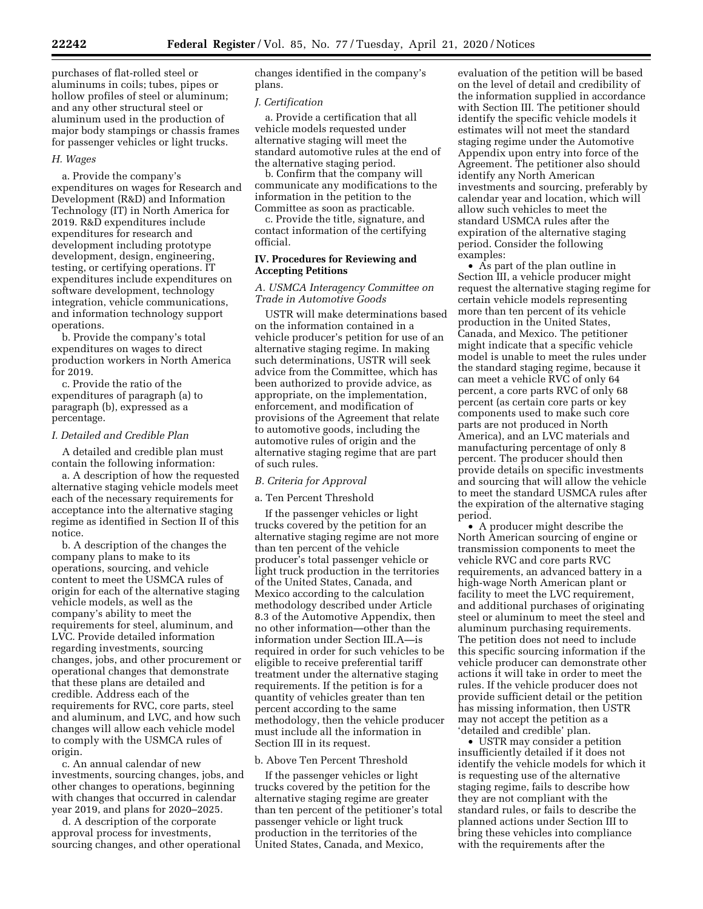purchases of flat-rolled steel or aluminums in coils; tubes, pipes or hollow profiles of steel or aluminum; and any other structural steel or aluminum used in the production of major body stampings or chassis frames for passenger vehicles or light trucks.

### *H. Wages*

a. Provide the company's expenditures on wages for Research and Development (R&D) and Information Technology (IT) in North America for 2019. R&D expenditures include expenditures for research and development including prototype development, design, engineering, testing, or certifying operations. IT expenditures include expenditures on software development, technology integration, vehicle communications, and information technology support operations.

b. Provide the company's total expenditures on wages to direct production workers in North America for 2019.

c. Provide the ratio of the expenditures of paragraph (a) to paragraph (b), expressed as a percentage.

### *I. Detailed and Credible Plan*

A detailed and credible plan must contain the following information:

a. A description of how the requested alternative staging vehicle models meet each of the necessary requirements for acceptance into the alternative staging regime as identified in Section II of this notice.

b. A description of the changes the company plans to make to its operations, sourcing, and vehicle content to meet the USMCA rules of origin for each of the alternative staging vehicle models, as well as the company's ability to meet the requirements for steel, aluminum, and LVC. Provide detailed information regarding investments, sourcing changes, jobs, and other procurement or operational changes that demonstrate that these plans are detailed and credible. Address each of the requirements for RVC, core parts, steel and aluminum, and LVC, and how such changes will allow each vehicle model to comply with the USMCA rules of origin.

c. An annual calendar of new investments, sourcing changes, jobs, and other changes to operations, beginning with changes that occurred in calendar year 2019, and plans for 2020–2025.

d. A description of the corporate approval process for investments, sourcing changes, and other operational changes identified in the company's plans.

### *J. Certification*

a. Provide a certification that all vehicle models requested under alternative staging will meet the standard automotive rules at the end of the alternative staging period.

b. Confirm that the company will communicate any modifications to the information in the petition to the Committee as soon as practicable.

c. Provide the title, signature, and contact information of the certifying official.

## IV. Procedures for Reviewing and Accepting Petitions

### *A. USMCA Interagency Committee on Trade in Automotive Goods*

USTR will make determinations based on the information contained in a vehicle producer's petition for use of an alternative staging regime. In making such determinations, USTR will seek advice from the Committee, which has been authorized to provide advice, as appropriate, on the implementation, enforcement, and modification of provisions of the Agreement that relate to automotive goods, including the automotive rules of origin and the alternative staging regime that are part of such rules.

### *B. Criteria for Approval*

a. Ten Percent Threshold

If the passenger vehicles or light trucks covered by the petition for an alternative staging regime are not more than ten percent of the vehicle producer's total passenger vehicle or light truck production in the territories of the United States, Canada, and Mexico according to the calculation methodology described under Article 8.3 of the Automotive Appendix, then no other information—other than the information under Section III.A—is required in order for such vehicles to be eligible to receive preferential tariff treatment under the alternative staging requirements. If the petition is for a quantity of vehicles greater than ten percent according to the same methodology, then the vehicle producer must include all the information in Section III in its request.

b. Above Ten Percent Threshold

If the passenger vehicles or light trucks covered by the petition for the alternative staging regime are greater than ten percent of the petitioner's total passenger vehicle or light truck production in the territories of the United States, Canada, and Mexico, evaluation of the petition will be based on the level of detail and credibility of the information supplied in accordance with Section III. The petitioner should identify the specific vehicle models it estimates will not meet the standard staging regime under the Automotive Appendix upon entry into force of the Agreement. The petitioner also should identify any North American investments and sourcing, preferably by calendar year and location, which will allow such vehicles to meet the standard USMCA rules after the expiration of the alternative staging period. Consider the following examples:

- As part of the plan outline in Section III, a vehicle producer might request the alternative staging regime for certain vehicle models representing more than ten percent of its vehicle production in the United States, Canada, and Mexico. The petitioner might indicate that a specific vehicle model is unable to meet the rules under the standard staging regime, because it can meet a vehicle RVC of only 64 percent, a core parts RVC of only 68 percent (as certain core parts or key components used to make such core parts are not produced in North America), and an LVC materials and manufacturing percentage of only 8 percent. The producer should then provide details on specific investments and sourcing that will allow the vehicle to meet the standard USMCA rules after the expiration of the alternative staging period.
- A producer might describe the North American sourcing of engine or transmission components to meet the vehicle RVC and core parts RVC requirements, an advanced battery in a high-wage North American plant or facility to meet the LVC requirement, and additional purchases of originating steel or aluminum to meet the steel and aluminum purchasing requirements. The petition does not need to include this specific sourcing information if the vehicle producer can demonstrate other actions it will take in order to meet the rules. If the vehicle producer does not provide sufficient detail or the petition has missing information, then USTR may not accept the petition as a 'detailed and credible' plan.
- USTR may consider a petition insufficiently detailed if it does not identify the vehicle models for which it is requesting use of the alternative staging regime, fails to describe how they are not compliant with the standard rules, or fails to describe the planned actions under Section III to bring these vehicles into compliance with the requirements after the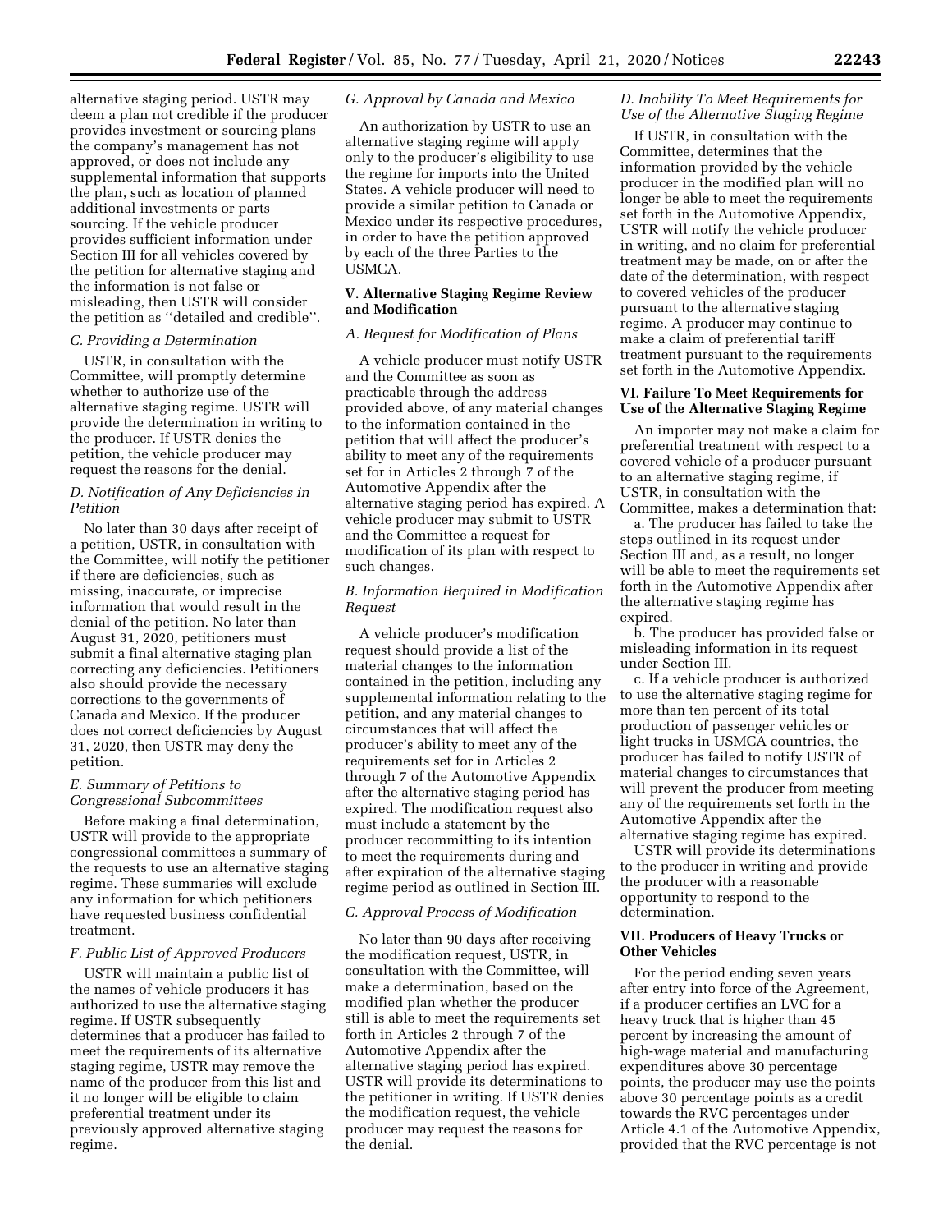alternative staging period. USTR may deem a plan not credible if the producer provides investment or sourcing plans the company's management has not approved, or does not include any supplemental information that supports the plan, such as location of planned additional investments or parts sourcing. If the vehicle producer provides sufficient information under Section III for all vehicles covered by the petition for alternative staging and the information is not false or misleading, then USTR will consider the petition as "detailed and credible".

### C. Providing a Determination

USTR, in consultation with the Committee, will promptly determine whether to authorize use of the alternative staging regime. USTR will provide the determination in writing to the producer. If USTR denies the petition, the vehicle producer may request the reasons for the denial.

### D. Notification of Any Deficiencies in Petition

No later than 30 days after receipt of a petition, USTR, in consultation with the Committee, will notify the petitioner if there are deficiencies, such as missing, inaccurate, or imprecise information that would result in the denial of the petition. No later than August 31, 2020, petitioners must submit a final alternative staging plan correcting any deficiencies. Petitioners also should provide the necessary corrections to the governments of Canada and Mexico. If the producer does not correct deficiencies by August 31, 2020, then USTR may deny the petition.

### E. Summary of Petitions to Congressional Subcommittees

Before making a final determination, USTR will provide to the appropriate congressional committees a summary of the requests to use an alternative staging regime. These summaries will exclude any information for which petitioners have requested business confidential treatment.

### F. Public List of Approved Producers

USTR will maintain a public list of the names of vehicle producers it has authorized to use the alternative staging regime. If USTR subsequently determines that a producer has failed to meet the requirements of its alternative staging regime, USTR may remove the name of the producer from this list and it no longer will be eligible to claim preferential treatment under its previously approved alternative staging regime.

### G. Approval by Canada and Mexico

An authorization by USTR to use an alternative staging regime will apply only to the producer's eligibility to use the regime for imports into the United States. A vehicle producer will need to provide a similar petition to Canada or Mexico under its respective procedures, in order to have the petition approved by each of the three Parties to the USMCA.

## V. Alternative Staging Regime Review and Modification

### A. Request for Modification of Plans

A vehicle producer must notify USTR and the Committee as soon as practicable through the address provided above, of any material changes to the information contained in the petition that will affect the producer's ability to meet any of the requirements set for in Articles 2 through 7 of the Automotive Appendix after the alternative staging period has expired. A vehicle producer may submit to USTR and the Committee a request for modification of its plan with respect to such changes.

### B. Information Required in Modification Request

A vehicle producer's modification request should provide a list of the material changes to the information contained in the petition, including any supplemental information relating to the petition, and any material changes to circumstances that will affect the producer's ability to meet any of the requirements set for in Articles 2 through 7 of the Automotive Appendix after the alternative staging period has expired. The modification request also must include a statement by the producer recommitting to its intention to meet the requirements during and after expiration of the alternative staging regime period as outlined in Section III.

### C. Approval Process of Modification

No later than 90 days after receiving the modification request, USTR, in consultation with the Committee, will make a determination, based on the modified plan whether the producer still is able to meet the requirements set forth in Articles 2 through 7 of the Automotive Appendix after the alternative staging period has expired. USTR will provide its determinations to the petitioner in writing. If USTR denies the modification request, the vehicle producer may request the reasons for the denial.

### D. Inability To Meet Requirements for Use of the Alternative Staging Regime

If USTR, in consultation with the Committee, determines that the information provided by the vehicle producer in the modified plan will no longer be able to meet the requirements set forth in the Automotive Appendix, USTR will notify the vehicle producer in writing, and no claim for preferential treatment may be made, on or after the date of the determination, with respect to covered vehicles of the producer pursuant to the alternative staging regime. A producer may continue to make a claim of preferential tariff treatment pursuant to the requirements set forth in the Automotive Appendix.

## VI. Failure To Meet Requirements for Use of the Alternative Staging Regime

An importer may not make a claim for preferential treatment with respect to a covered vehicle of a producer pursuant to an alternative staging regime, if USTR, in consultation with the Committee, makes a determination that:

a. The producer has failed to take the steps outlined in its request under Section III and, as a result, no longer will be able to meet the requirements set forth in the Automotive Appendix after the alternative staging regime has expired.

b. The producer has provided false or misleading information in its request under Section III.

c. If a vehicle producer is authorized to use the alternative staging regime for more than ten percent of its total production of passenger vehicles or light trucks in USMCA countries, the producer has failed to notify USTR of material changes to circumstances that will prevent the producer from meeting any of the requirements set forth in the Automotive Appendix after the alternative staging regime has expired.

USTR will provide its determinations to the producer in writing and provide the producer with a reasonable opportunity to respond to the determination.

## VII. Producers of Heavy Trucks or Other Vehicles

For the period ending seven years after entry into force of the Agreement, if a producer certifies an LVC for a heavy truck that is higher than 45 percent by increasing the amount of high-wage material and manufacturing expenditures above 30 percentage points, the producer may use the points above 30 percentage points as a credit towards the RVC percentages under Article 4.1 of the Automotive Appendix, provided that the RVC percentage is not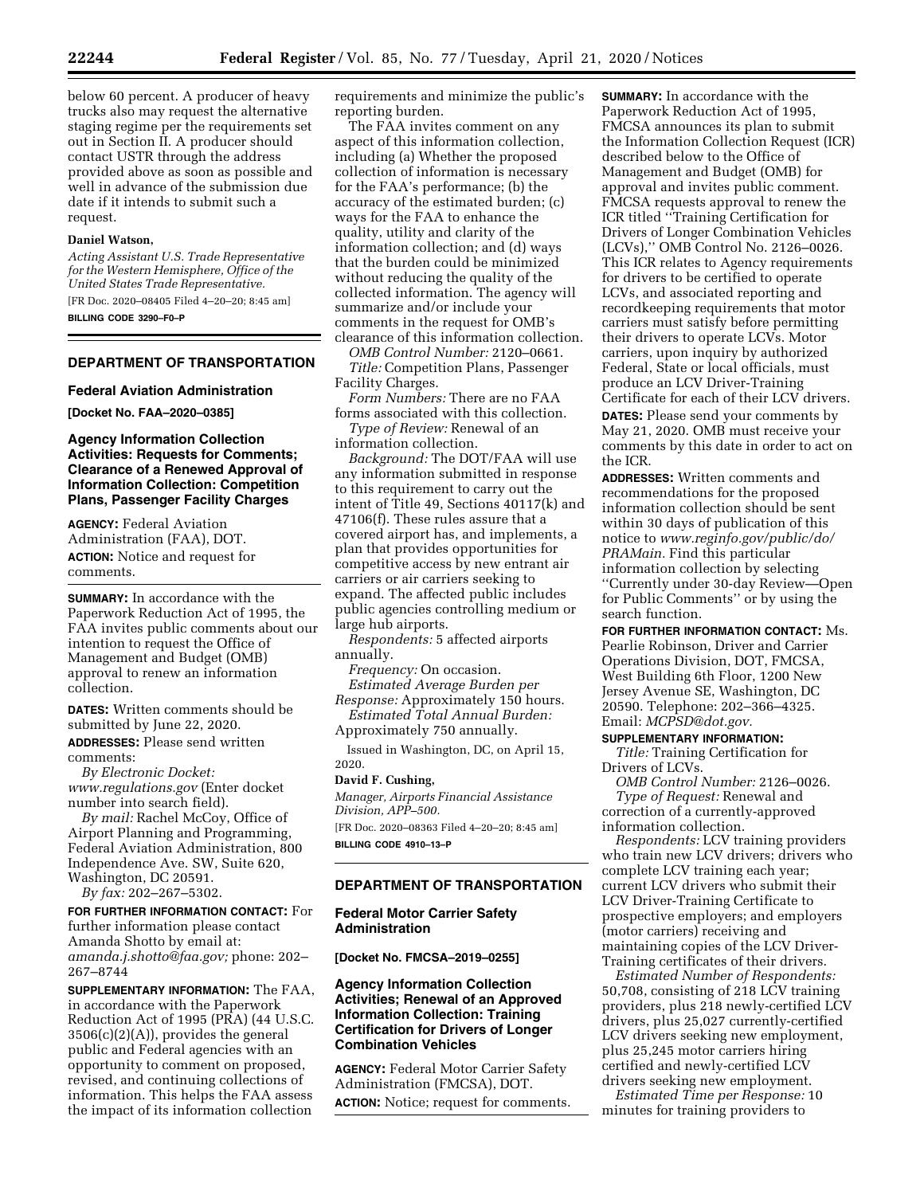below 60 percent. A producer of heavy trucks also may request the alternative staging regime per the requirements set out in Section II. A producer should contact USTR through the address provided above as soon as possible and well in advance of the submission due date if it intends to submit such a request.

**Daniel Watson,**

*Acting Assistant U.S. Trade Representative for the Western Hemisphere, Office of the United States Trade Representative.*

[FR Doc. 2020–08405 Filed 4–20–20; 8:45 am]

**BILLING CODE 3290–F0–P**

## DEPARTMENT OF TRANSPORTATION

### Federal Aviation Administration

**[Docket No. FAA–2020–0385]**

### Agency Information Collection Activities: Requests for Comments; Clearance of a Renewed Approval of Information Collection: Competition Plans, Passenger Facility Charges

**AGENCY:** Federal Aviation Administration (FAA), DOT.

**ACTION:** Notice and request for comments.

**SUMMARY:** In accordance with the Paperwork Reduction Act of 1995, the FAA invites public comments about our intention to request the Office of Management and Budget (OMB) approval to renew an information collection.

**DATES:** Written comments should be submitted by June 22, 2020.

**ADDRESSES:** Please send written comments:

*By Electronic Docket: www.regulations.gov* (Enter docket number into search field).

*By mail:* Rachel McCoy, Office of Airport Planning and Programming, Federal Aviation Administration, 800 Independence Ave. SW, Suite 620, Washington, DC 20591.

*By fax:* 202–267–5302.

**FOR FURTHER INFORMATION CONTACT:** For further information please contact Amanda Shotto by email at: *amanda.j.shotto@faa.gov;* phone: 202–267–8744

**SUPPLEMENTARY INFORMATION:** The FAA, in accordance with the Paperwork Reduction Act of 1995 (PRA) (44 U.S.C. 3506(c)(2)(A)), provides the general public and Federal agencies with an opportunity to comment on proposed, revised, and continuing collections of information. This helps the FAA assess the impact of its information collection requirements and minimize the public's reporting burden.

The FAA invites comment on any aspect of this information collection, including (a) Whether the proposed collection of information is necessary for the FAA's performance; (b) the accuracy of the estimated burden; (c) ways for the FAA to enhance the quality, utility and clarity of the information collection; and (d) ways that the burden could be minimized without reducing the quality of the collected information. The agency will summarize and/or include your comments in the request for OMB's clearance of this information collection.

*OMB Control Number:* 2120–0661.

*Title:* Competition Plans, Passenger Facility Charges.

*Form Numbers:* There are no FAA forms associated with this collection.

*Type of Review:* Renewal of an information collection.

*Background:* The DOT/FAA will use any information submitted in response to this requirement to carry out the intent of Title 49, Sections 40117(k) and 47106(f). These rules assure that a covered airport has, and implements, a plan that provides opportunities for competitive access by new entrant air carriers or air carriers seeking to expand. The affected public includes public agencies controlling medium or large hub airports.

*Respondents:* 5 affected airports annually.

*Frequency:* On occasion.

*Estimated Average Burden per Response:* Approximately 150 hours.

*Estimated Total Annual Burden:* Approximately 750 annually.

Issued in Washington, DC, on April 15, 2020.

**David F. Cushing,**

*Manager, Airports Financial Assistance Division, APP–500.*

[FR Doc. 2020–08363 Filed 4–20–20; 8:45 am]

**BILLING CODE 4910–13–P**

## DEPARTMENT OF TRANSPORTATION

### Federal Motor Carrier Safety Administration

**[Docket No. FMCSA–2019–0255]**

### Agency Information Collection Activities; Renewal of an Approved Information Collection: Training Certification for Drivers of Longer Combination Vehicles

**AGENCY:** Federal Motor Carrier Safety Administration (FMCSA), DOT.

**ACTION:** Notice; request for comments.

**SUMMARY:** In accordance with the Paperwork Reduction Act of 1995, FMCSA announces its plan to submit the Information Collection Request (ICR) described below to the Office of Management and Budget (OMB) for approval and invites public comment. FMCSA requests approval to renew the ICR titled "Training Certification for Drivers of Longer Combination Vehicles (LCVs)," OMB Control No. 2126–0026. This ICR relates to Agency requirements for drivers to be certified to operate LCVs, and associated reporting and recordkeeping requirements that motor carriers must satisfy before permitting their drivers to operate LCVs. Motor carriers, upon inquiry by authorized Federal, State or local officials, must produce an LCV Driver-Training Certificate for each of their LCV drivers.

**DATES:** Please send your comments by May 21, 2020. OMB must receive your comments by this date in order to act on the ICR.

**ADDRESSES:** Written comments and recommendations for the proposed information collection should be sent within 30 days of publication of this notice to *www.reginfo.gov/public/do/PRAMain.* Find this particular information collection by selecting "Currently under 30-day Review—Open for Public Comments" or by using the search function.

**FOR FURTHER INFORMATION CONTACT:** Ms. Pearlie Robinson, Driver and Carrier Operations Division, DOT, FMCSA, West Building 6th Floor, 1200 New Jersey Avenue SE, Washington, DC 20590. Telephone: 202–366–4325. Email: *MCPSD@dot.gov.*

**SUPPLEMENTARY INFORMATION:**

*Title:* Training Certification for Drivers of LCVs.

*OMB Control Number:* 2126–0026.

*Type of Request:* Renewal and correction of a currently-approved information collection.

*Respondents:* LCV training providers who train new LCV drivers; drivers who complete LCV training each year; current LCV drivers who submit their LCV Driver-Training Certificate to prospective employers; and employers (motor carriers) receiving and maintaining copies of the LCV Driver-Training certificates of their drivers.

*Estimated Number of Respondents:* 50,708, consisting of 218 LCV training providers, plus 218 newly-certified LCV drivers, plus 25,027 currently-certified LCV drivers seeking new employment, plus 25,245 motor carriers hiring certified and newly-certified LCV drivers seeking new employment.

*Estimated Time per Response:* 10 minutes for training providers to